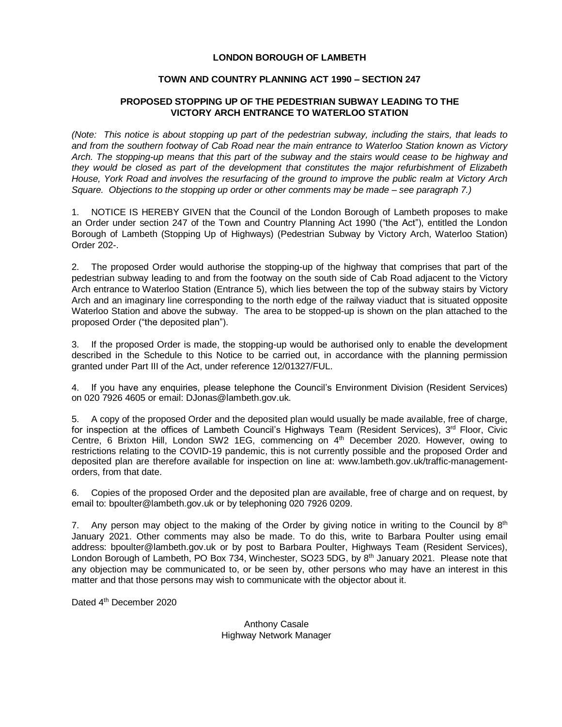**LONDON BOROUGH OF LAMBETH**

**TOWN AND COUNTRY PLANNING ACT 1990 – SECTION 247**

**PROPOSED STOPPING UP OF THE PEDESTRIAN SUBWAY LEADING TO THE VICTORY ARCH ENTRANCE TO WATERLOO STATION**

*(Note: This notice is about stopping up part of the pedestrian subway, including the stairs, that leads to and from the southern footway of Cab Road near the main entrance to Waterloo Station known as Victory Arch. The stopping-up means that this part of the subway and the stairs would cease to be highway and they would be closed as part of the development that constitutes the major refurbishment of Elizabeth House, York Road and involves the resurfacing of the ground to improve the public realm at Victory Arch Square. Objections to the stopping up order or other comments may be made – see paragraph 7.)*

1. NOTICE IS HEREBY GIVEN that the Council of the London Borough of Lambeth proposes to make an Order under section 247 of the Town and Country Planning Act 1990 ("the Act"), entitled the London Borough of Lambeth (Stopping Up of Highways) (Pedestrian Subway by Victory Arch, Waterloo Station) Order 202-.

2. The proposed Order would authorise the stopping-up of the highway that comprises that part of the pedestrian subway leading to and from the footway on the south side of Cab Road adjacent to the Victory Arch entrance to Waterloo Station (Entrance 5), which lies between the top of the subway stairs by Victory Arch and an imaginary line corresponding to the north edge of the railway viaduct that is situated opposite Waterloo Station and above the subway. The area to be stopped-up is shown on the plan attached to the proposed Order ("the deposited plan").

3. If the proposed Order is made, the stopping-up would be authorised only to enable the development described in the Schedule to this Notice to be carried out, in accordance with the planning permission granted under Part III of the Act, under reference 12/01327/FUL.

4. If you have any enquiries, please telephone the Council's Environment Division (Resident Services) on 020 7926 4605 or email: DJonas@lambeth.gov.uk.

5. A copy of the proposed Order and the deposited plan would usually be made available, free of charge, for inspection at the offices of Lambeth Council's Highways Team (Resident Services), 3rd Floor, Civic Centre, 6 Brixton Hill, London SW2 1EG, commencing on 4th December 2020. However, owing to restrictions relating to the COVID-19 pandemic, this is not currently possible and the proposed Order and deposited plan are therefore available for inspection on line at: www.lambeth.gov.uk/traffic-management-orders, from that date.

6. Copies of the proposed Order and the deposited plan are available, free of charge and on request, by email to: bpoulter@lambeth.gov.uk or by telephoning 020 7926 0209.

7. Any person may object to the making of the Order by giving notice in writing to the Council by 8th January 2021. Other comments may also be made. To do this, write to Barbara Poulter using email address: bpoulter@lambeth.gov.uk or by post to Barbara Poulter, Highways Team (Resident Services), London Borough of Lambeth, PO Box 734, Winchester, SO23 5DG, by 8th January 2021. Please note that any objection may be communicated to, or be seen by, other persons who may have an interest in this matter and that those persons may wish to communicate with the objector about it.

Dated 4th December 2020

Anthony Casale
Highway Network Manager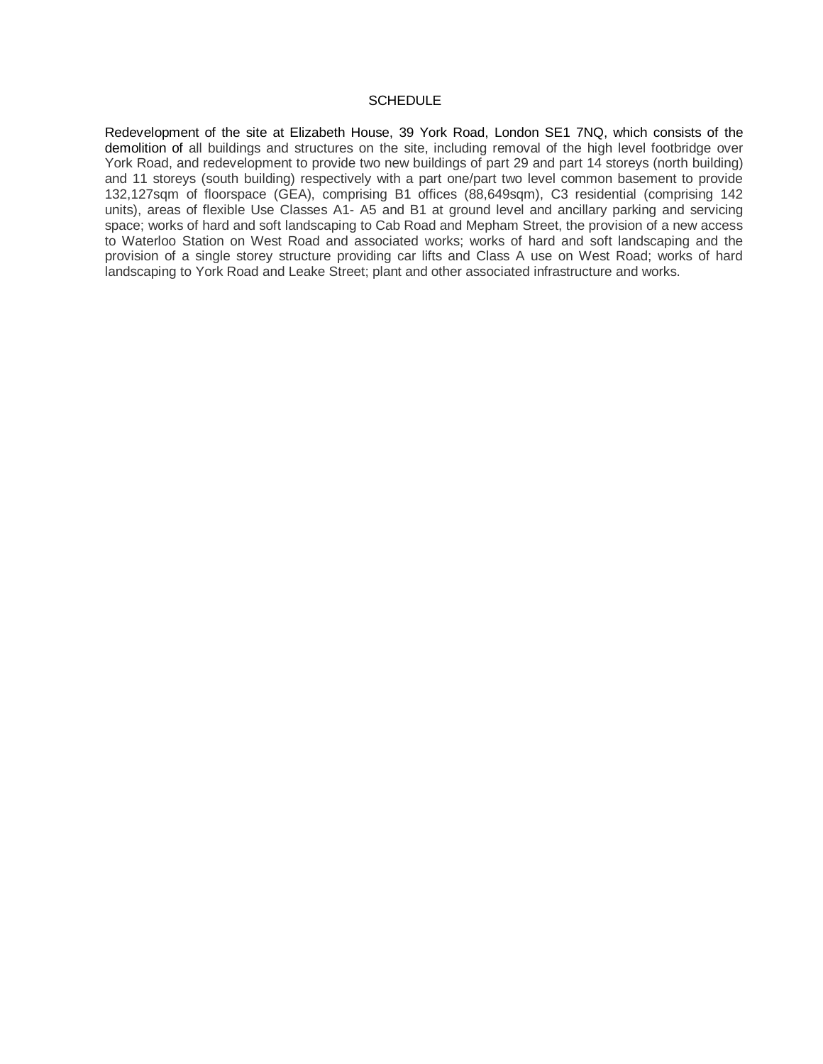# SCHEDULE

Redevelopment of the site at Elizabeth House, 39 York Road, London SE1 7NQ, which consists of the demolition of all buildings and structures on the site, including removal of the high level footbridge over York Road, and redevelopment to provide two new buildings of part 29 and part 14 storeys (north building) and 11 storeys (south building) respectively with a part one/part two level common basement to provide 132,127sqm of floorspace (GEA), comprising B1 offices (88,649sqm), C3 residential (comprising 142 units), areas of flexible Use Classes A1- A5 and B1 at ground level and ancillary parking and servicing space; works of hard and soft landscaping to Cab Road and Mepham Street, the provision of a new access to Waterloo Station on West Road and associated works; works of hard and soft landscaping and the provision of a single storey structure providing car lifts and Class A use on West Road; works of hard landscaping to York Road and Leake Street; plant and other associated infrastructure and works.